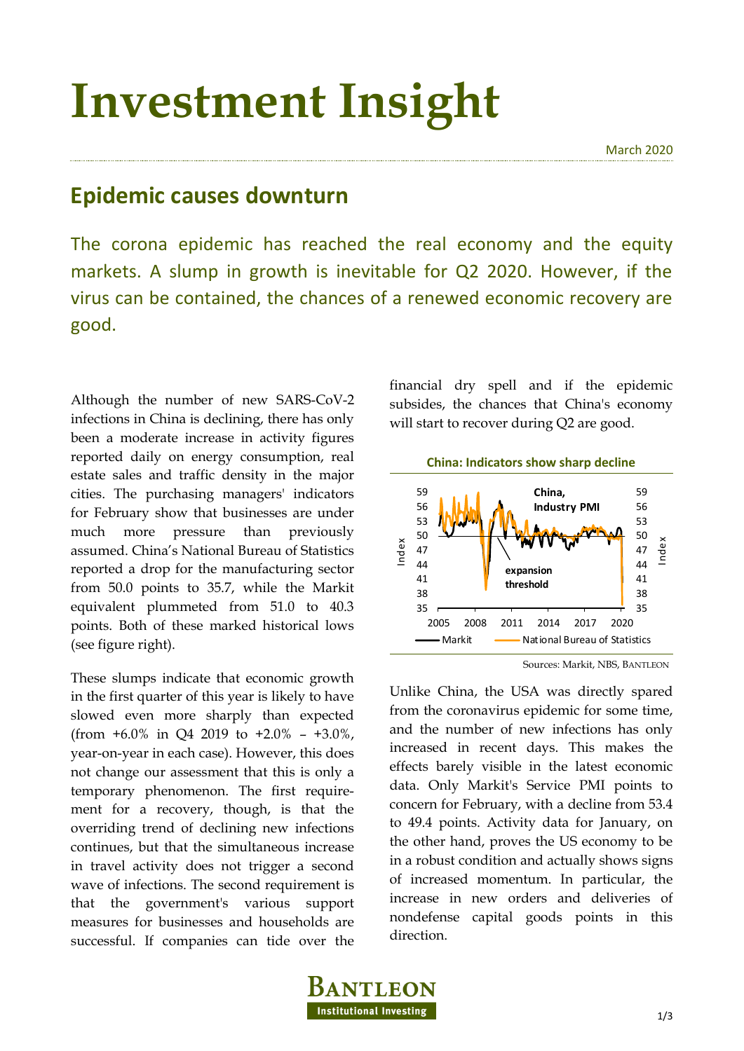# Investment Insight

March 2020

## Epidemic causes downturn

The corona epidemic has reached the real economy and the equity markets. A slump in growth is inevitable for Q2 2020. However, if the virus can be contained, the chances of a renewed economic recovery are good.

Although the number of new SARS-CoV-2 infections in China is declining, there has only been a moderate increase in activity figures reported daily on energy consumption, real estate sales and traffic density in the major cities. The purchasing managers' indicators for February show that businesses are under much more pressure than previously assumed. China's National Bureau of Statistics reported a drop for the manufacturing sector from 50.0 points to 35.7, while the Markit equivalent plummeted from 51.0 to 40.3 points. Both of these marked historical lows (see figure right).

These slumps indicate that economic growth in the first quarter of this year is likely to have slowed even more sharply than expected (from +6.0% in Q4 2019 to +2.0% – +3.0%, year-on-year in each case). However, this does not change our assessment that this is only a temporary phenomenon. The first requirement for a recovery, though, is that the overriding trend of declining new infections continues, but that the simultaneous increase in travel activity does not trigger a second wave of infections. The second requirement is that the government's various support measures for businesses and households are successful. If companies can tide over the financial dry spell and if the epidemic subsides, the chances that China's economy will start to recover during Q2 are good.

**China: Indicators show sharp decline**

Sources: Markit, NBS, BANTLEON

Unlike China, the USA was directly spared from the coronavirus epidemic for some time, and the number of new infections has only increased in recent days. This makes the effects barely visible in the latest economic data. Only Markit's Service PMI points to concern for February, with a decline from 53.4 to 49.4 points. Activity data for January, on the other hand, proves the US economy to be in a robust condition and actually shows signs of increased momentum. In particular, the increase in new orders and deliveries of nondefense capital goods points in this direction.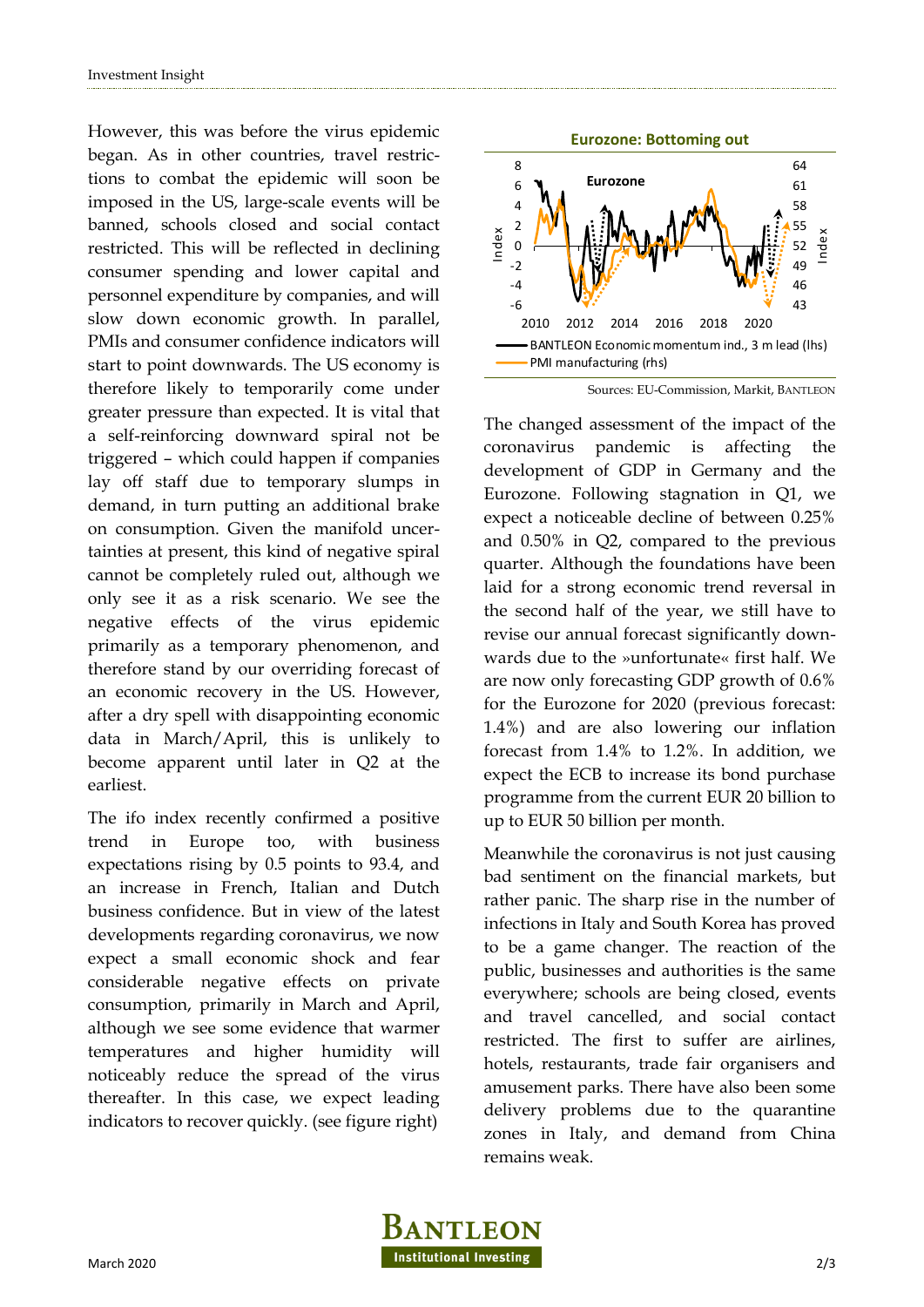However, this was before the virus epidemic began. As in other countries, travel restrictions to combat the epidemic will soon be imposed in the US, large-scale events will be banned, schools closed and social contact restricted. This will be reflected in declining consumer spending and lower capital and personnel expenditure by companies, and will slow down economic growth. In parallel, PMIs and consumer confidence indicators will start to point downwards. The US economy is therefore likely to temporarily come under greater pressure than expected. It is vital that a self-reinforcing downward spiral not be triggered – which could happen if companies lay off staff due to temporary slumps in demand, in turn putting an additional brake on consumption. Given the manifold uncertainties at present, this kind of negative spiral cannot be completely ruled out, although we only see it as a risk scenario. We see the negative effects of the virus epidemic primarily as a temporary phenomenon, and therefore stand by our overriding forecast of an economic recovery in the US. However, after a dry spell with disappointing economic data in March/April, this is unlikely to become apparent until later in Q2 at the earliest.

The ifo index recently confirmed a positive trend in Europe too, with business expectations rising by 0.5 points to 93.4, and an increase in French, Italian and Dutch business confidence. But in view of the latest developments regarding coronavirus, we now expect a small economic shock and fear considerable negative effects on private consumption, primarily in March and April, although we see some evidence that warmer temperatures and higher humidity will noticeably reduce the spread of the virus thereafter. In this case, we expect leading indicators to recover quickly. (see figure right)

**Eurozone: Bottoming out**

Sources: EU-Commission, Markit, BANTLEON

The changed assessment of the impact of the coronavirus pandemic is affecting the development of GDP in Germany and the Eurozone. Following stagnation in Q1, we expect a noticeable decline of between 0.25% and 0.50% in Q2, compared to the previous quarter. Although the foundations have been laid for a strong economic trend reversal in the second half of the year, we still have to revise our annual forecast significantly downwards due to the »unfortunate« first half. We are now only forecasting GDP growth of 0.6% for the Eurozone for 2020 (previous forecast: 1.4%) and are also lowering our inflation forecast from 1.4% to 1.2%. In addition, we expect the ECB to increase its bond purchase programme from the current EUR 20 billion to up to EUR 50 billion per month.

Meanwhile the coronavirus is not just causing bad sentiment on the financial markets, but rather panic. The sharp rise in the number of infections in Italy and South Korea has proved to be a game changer. The reaction of the public, businesses and authorities is the same everywhere; schools are being closed, events and travel cancelled, and social contact restricted. The first to suffer are airlines, hotels, restaurants, trade fair organisers and amusement parks. There have also been some delivery problems due to the quarantine zones in Italy, and demand from China remains weak.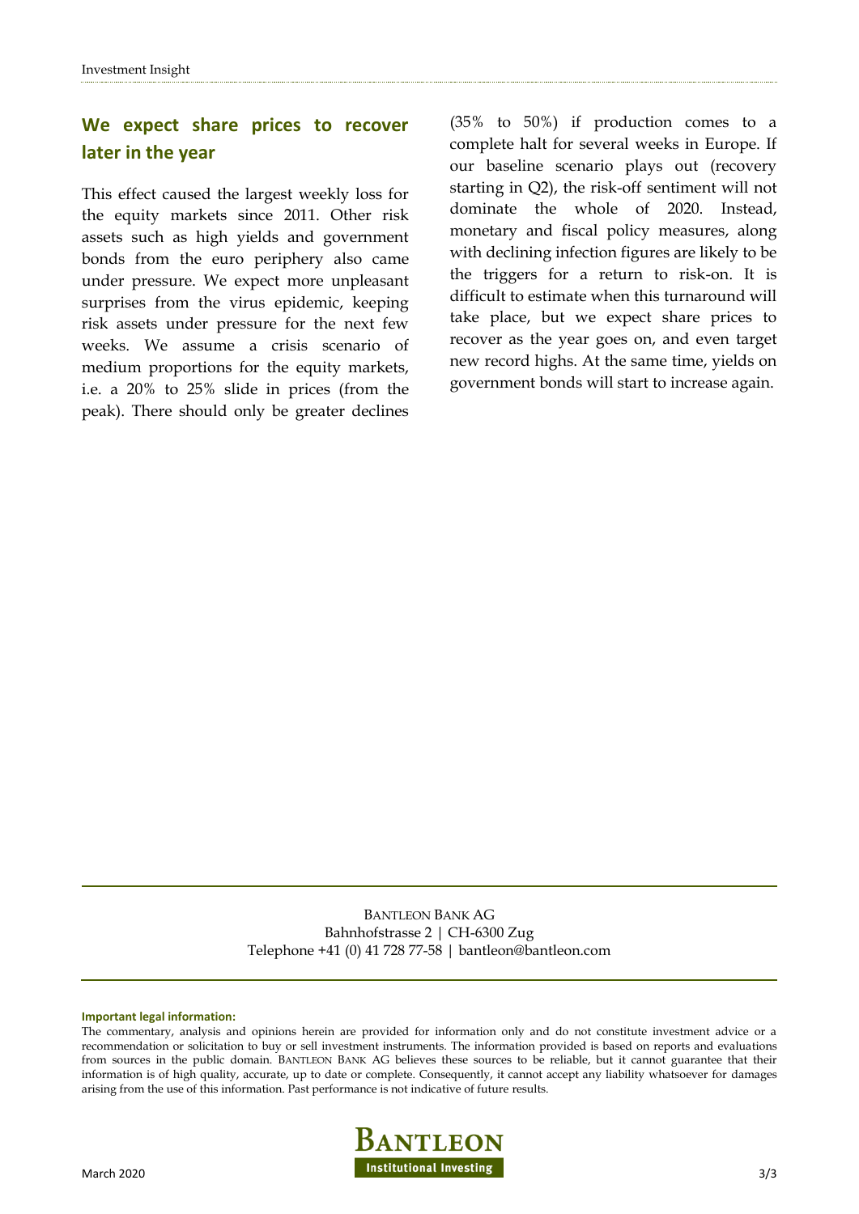## We expect share prices to recover later in the year

This effect caused the largest weekly loss for the equity markets since 2011. Other risk assets such as high yields and government bonds from the euro periphery also came under pressure. We expect more unpleasant surprises from the virus epidemic, keeping risk assets under pressure for the next few weeks. We assume a crisis scenario of medium proportions for the equity markets, i.e. a 20% to 25% slide in prices (from the peak). There should only be greater declines (35% to 50%) if production comes to a complete halt for several weeks in Europe. If our baseline scenario plays out (recovery starting in Q2), the risk-off sentiment will not dominate the whole of 2020. Instead, monetary and fiscal policy measures, along with declining infection figures are likely to be the triggers for a return to risk-on. It is difficult to estimate when this turnaround will take place, but we expect share prices to recover as the year goes on, and even target new record highs. At the same time, yields on government bonds will start to increase again.

---

BANTLEON BANK AG
Bahnhofstrasse 2 | CH-6300 Zug
Telephone +41 (0) 41 728 77-58 | bantleon@bantleon.com

---

**Important legal information:**

The commentary, analysis and opinions herein are provided for information only and do not constitute investment advice or a recommendation or solicitation to buy or sell investment instruments. The information provided is based on reports and evaluations from sources in the public domain. BANTLEON BANK AG believes these sources to be reliable, but it cannot guarantee that their information is of high quality, accurate, up to date or complete. Consequently, it cannot accept any liability whatsoever for damages arising from the use of this information. Past performance is not indicative of future results.

BANTLEON
Institutional Investing

March 2020